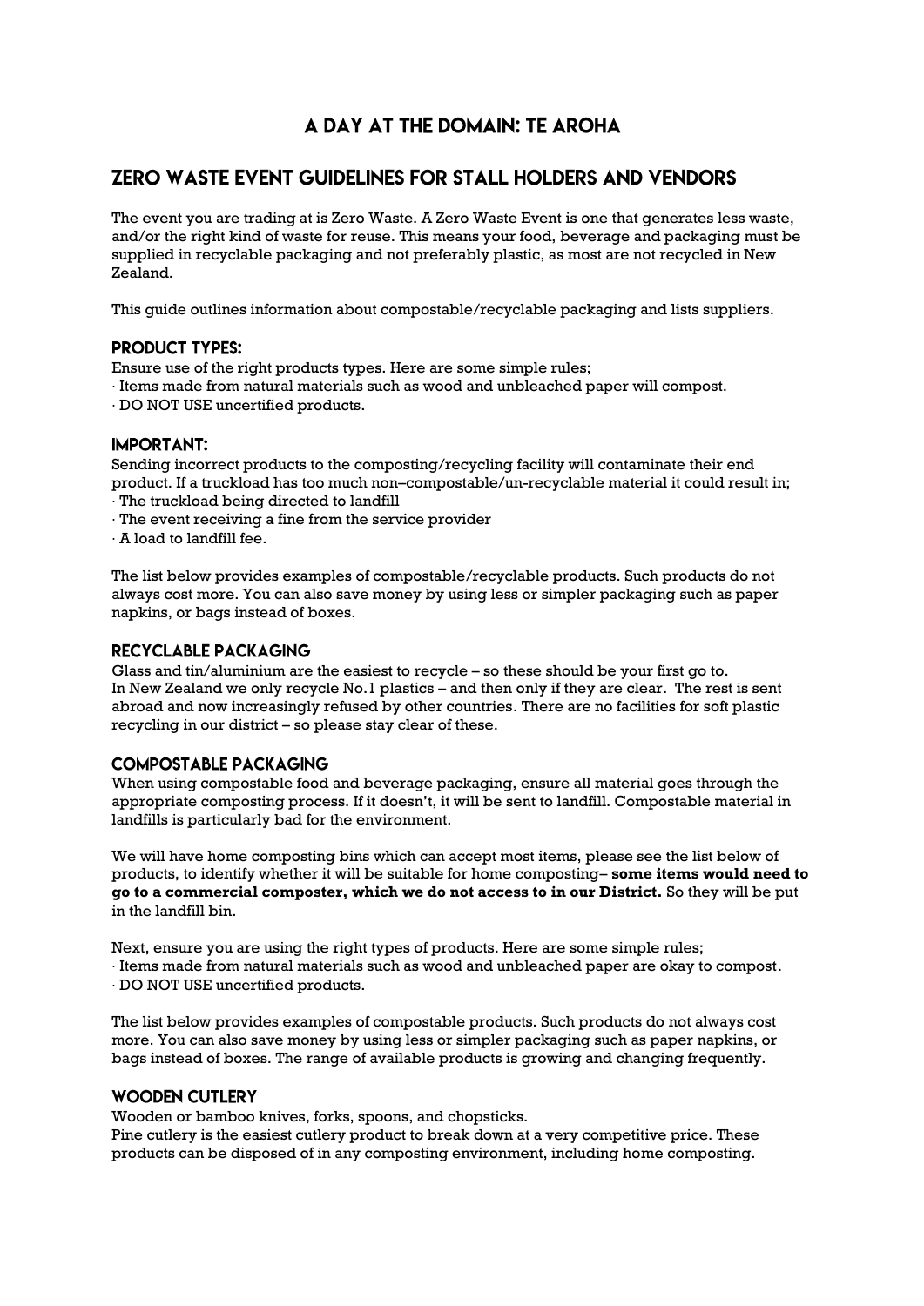# A DAY AT THE DOMAIN: TE AROHA

## ZERO WASTE EVENT GUIDELINES FOR STALL HOLDERS AND VENDORS

The event you are trading at is Zero Waste. A Zero Waste Event is one that generates less waste, and/or the right kind of waste for reuse. This means your food, beverage and packaging must be supplied in recyclable packaging and not preferably plastic, as most are not recycled in New Zealand.

This guide outlines information about compostable/recyclable packaging and lists suppliers.

### PRODUCT TYPES:

Ensure use of the right products types. Here are some simple rules;
· Items made from natural materials such as wood and unbleached paper will compost.
· DO NOT USE uncertified products.

### IMPORTANT:

Sending incorrect products to the composting/recycling facility will contaminate their end product. If a truckload has too much non–compostable/un-recyclable material it could result in;
· The truckload being directed to landfill
· The event receiving a fine from the service provider
· A load to landfill fee.

The list below provides examples of compostable/recyclable products. Such products do not always cost more. You can also save money by using less or simpler packaging such as paper napkins, or bags instead of boxes.

### RECYCLABLE PACKAGING

Glass and tin/aluminium are the easiest to recycle – so these should be your first go to.
In New Zealand we only recycle No.1 plastics – and then only if they are clear. The rest is sent abroad and now increasingly refused by other countries. There are no facilities for soft plastic recycling in our district – so please stay clear of these.

### COMPOSTABLE PACKAGING

When using compostable food and beverage packaging, ensure all material goes through the appropriate composting process. If it doesn't, it will be sent to landfill. Compostable material in landfills is particularly bad for the environment.

We will have home composting bins which can accept most items, please see the list below of products, to identify whether it will be suitable for home composting– **some items would need to go to a commercial composter, which we do not access to in our District.** So they will be put in the landfill bin.

Next, ensure you are using the right types of products. Here are some simple rules;
· Items made from natural materials such as wood and unbleached paper are okay to compost.
· DO NOT USE uncertified products.

The list below provides examples of compostable products. Such products do not always cost more. You can also save money by using less or simpler packaging such as paper napkins, or bags instead of boxes. The range of available products is growing and changing frequently.

### WOODEN CUTLERY

Wooden or bamboo knives, forks, spoons, and chopsticks.
Pine cutlery is the easiest cutlery product to break down at a very competitive price. These products can be disposed of in any composting environment, including home composting.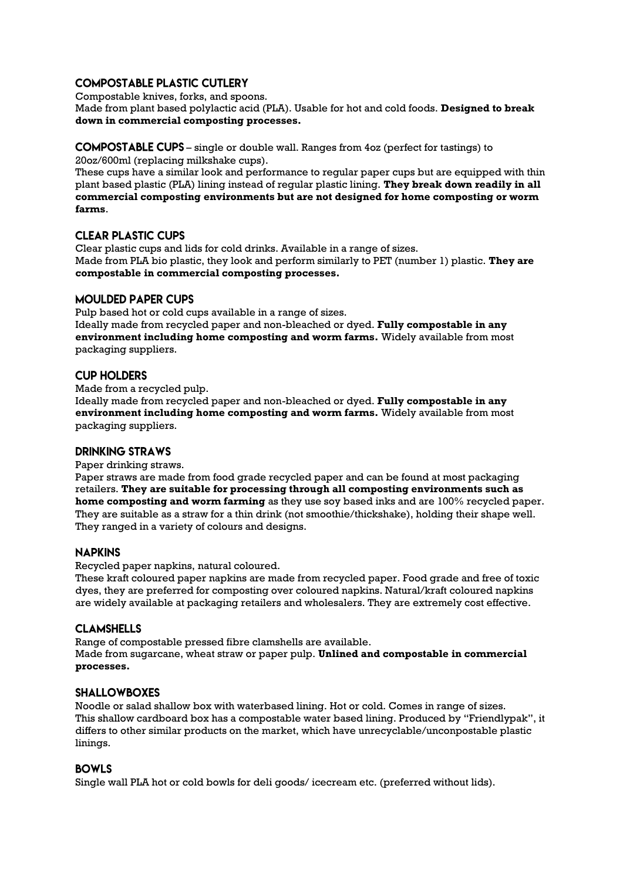## COMPOSTABLE PLASTIC CUTLERY

Compostable knives, forks, and spoons.
Made from plant based polylactic acid (PLA). Usable for hot and cold foods. **Designed to break down in commercial composting processes.**

## COMPOSTABLE CUPS – single or double wall. Ranges from 4oz (perfect for tastings) to 20oz/600ml (replacing milkshake cups).

These cups have a similar look and performance to regular paper cups but are equipped with thin plant based plastic (PLA) lining instead of regular plastic lining. **They break down readily in all commercial composting environments but are not designed for home composting or worm farms**.

## CLEAR PLASTIC CUPS

Clear plastic cups and lids for cold drinks. Available in a range of sizes.
Made from PLA bio plastic, they look and perform similarly to PET (number 1) plastic. **They are compostable in commercial composting processes.**

## MOULDED PAPER CUPS

Pulp based hot or cold cups available in a range of sizes.
Ideally made from recycled paper and non-bleached or dyed. **Fully compostable in any environment including home composting and worm farms.** Widely available from most packaging suppliers.

## CUP HOLDERS

Made from a recycled pulp.
Ideally made from recycled paper and non-bleached or dyed. **Fully compostable in any environment including home composting and worm farms.** Widely available from most packaging suppliers.

## DRINKING STRAWS

Paper drinking straws.
Paper straws are made from food grade recycled paper and can be found at most packaging retailers. **They are suitable for processing through all composting environments such as home composting and worm farming** as they use soy based inks and are 100% recycled paper. They are suitable as a straw for a thin drink (not smoothie/thickshake), holding their shape well. They ranged in a variety of colours and designs.

## NAPKINS

Recycled paper napkins, natural coloured.
These kraft coloured paper napkins are made from recycled paper. Food grade and free of toxic dyes, they are preferred for composting over coloured napkins. Natural/kraft coloured napkins are widely available at packaging retailers and wholesalers. They are extremely cost effective.

## CLAMSHELLS

Range of compostable pressed fibre clamshells are available.
Made from sugarcane, wheat straw or paper pulp. **Unlined and compostable in commercial processes.**

## SHALLOWBOXES

Noodle or salad shallow box with waterbased lining. Hot or cold. Comes in range of sizes.
This shallow cardboard box has a compostable water based lining. Produced by "Friendlypak", it differs to other similar products on the market, which have unrecyclable/unconpostable plastic linings.

## BOWLS

Single wall PLA hot or cold bowls for deli goods/ icecream etc. (preferred without lids).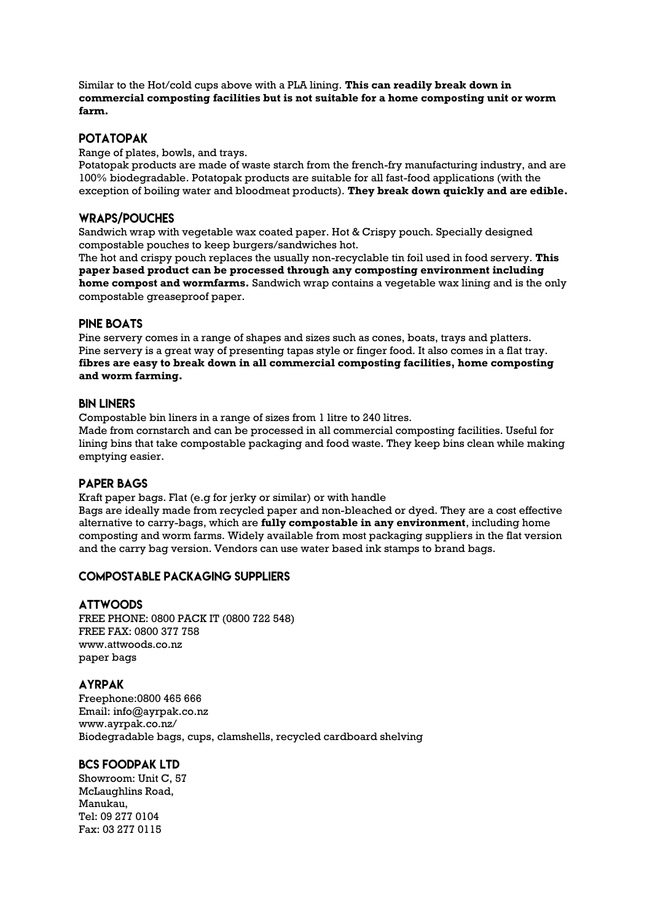Similar to the Hot/cold cups above with a PLA lining. **This can readily break down in commercial composting facilities but is not suitable for a home composting unit or worm farm.**

## POTATOPAK

Range of plates, bowls, and trays.
Potatopak products are made of waste starch from the french-fry manufacturing industry, and are 100% biodegradable. Potatopak products are suitable for all fast-food applications (with the exception of boiling water and bloodmeat products). **They break down quickly and are edible.**

## WRAPS/POUCHES

Sandwich wrap with vegetable wax coated paper. Hot & Crispy pouch. Specially designed compostable pouches to keep burgers/sandwiches hot.
The hot and crispy pouch replaces the usually non-recyclable tin foil used in food servery. **This paper based product can be processed through any composting environment including home compost and wormfarms.** Sandwich wrap contains a vegetable wax lining and is the only compostable greaseproof paper.

## PINE BOATS

Pine servery comes in a range of shapes and sizes such as cones, boats, trays and platters.
Pine servery is a great way of presenting tapas style or finger food. It also comes in a flat tray. **fibres are easy to break down in all commercial composting facilities, home composting and worm farming.**

## BIN LINERS

Compostable bin liners in a range of sizes from 1 litre to 240 litres.
Made from cornstarch and can be processed in all commercial composting facilities. Useful for lining bins that take compostable packaging and food waste. They keep bins clean while making emptying easier.

## PAPER BAGS

Kraft paper bags. Flat (e.g for jerky or similar) or with handle
Bags are ideally made from recycled paper and non-bleached or dyed. They are a cost effective alternative to carry-bags, which are **fully compostable in any environment**, including home composting and worm farms. Widely available from most packaging suppliers in the flat version and the carry bag version. Vendors can use water based ink stamps to brand bags.

## COMPOSTABLE PACKAGING SUPPLIERS

### ATTWOODS

FREE PHONE: 0800 PACK IT (0800 722 548)
FREE FAX: 0800 377 758
www.attwoods.co.nz
paper bags

### AYRPAK

Freephone:0800 465 666
Email: info@ayrpak.co.nz
www.ayrpak.co.nz/
Biodegradable bags, cups, clamshells, recycled cardboard shelving

### BCS FOODPAK LTD

Showroom: Unit C, 57
McLaughlins Road,
Manukau,
Tel: 09 277 0104
Fax: 03 277 0115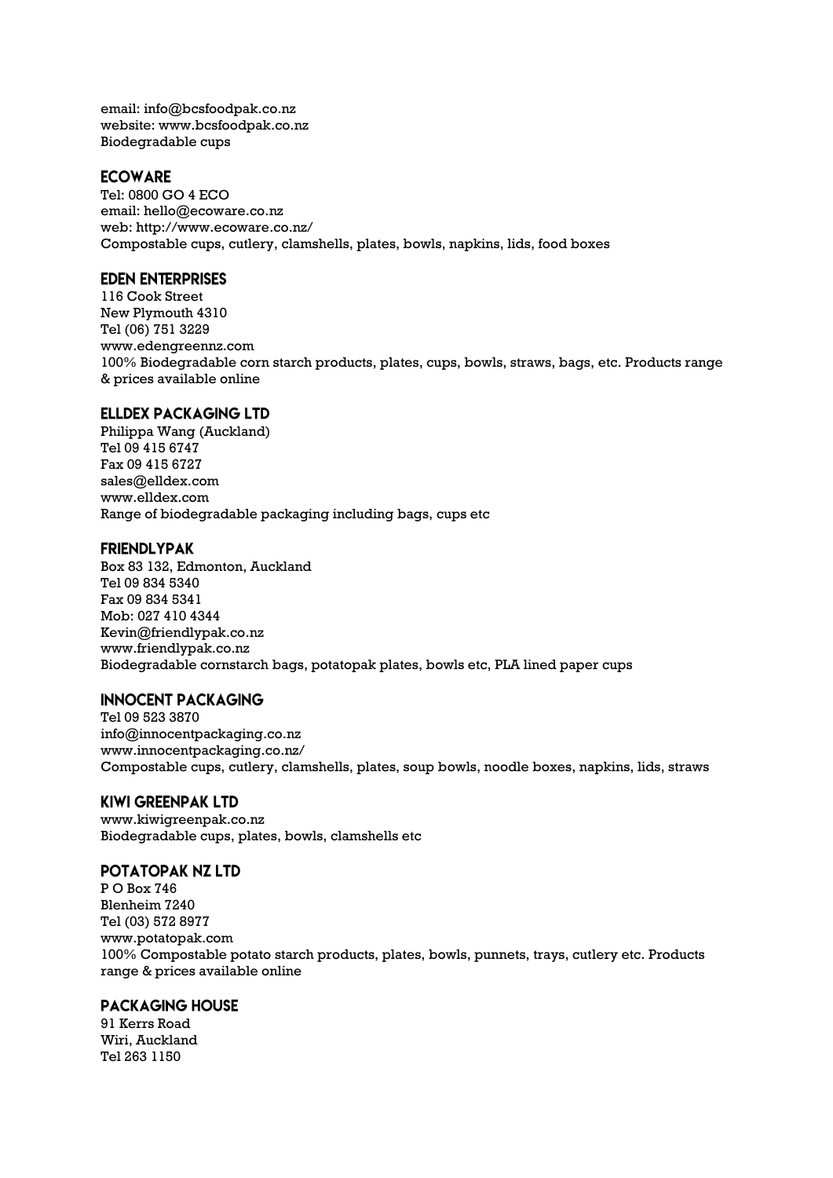email: info@bcsfoodpak.co.nz
website: www.bcsfoodpak.co.nz
Biodegradable cups

## ECOWARE

Tel: 0800 GO 4 ECO
email: hello@ecoware.co.nz
web: http://www.ecoware.co.nz/
Compostable cups, cutlery, clamshells, plates, bowls, napkins, lids, food boxes

## EDEN ENTERPRISES

116 Cook Street
New Plymouth 4310
Tel (06) 751 3229
www.edengreennz.com
100% Biodegradable corn starch products, plates, cups, bowls, straws, bags, etc. Products range & prices available online

## ELLDEX PACKAGING LTD

Philippa Wang (Auckland)
Tel 09 415 6747
Fax 09 415 6727
sales@elldex.com
www.elldex.com
Range of biodegradable packaging including bags, cups etc

## FRIENDLYPAK

Box 83 132, Edmonton, Auckland
Tel 09 834 5340
Fax 09 834 5341
Mob: 027 410 4344
Kevin@friendlypak.co.nz
www.friendlypak.co.nz
Biodegradable cornstarch bags, potatopak plates, bowls etc, PLA lined paper cups

## INNOCENT PACKAGING

Tel 09 523 3870
info@innocentpackaging.co.nz
www.innocentpackaging.co.nz/
Compostable cups, cutlery, clamshells, plates, soup bowls, noodle boxes, napkins, lids, straws

## KIWI GREENPAK LTD

www.kiwigreenpak.co.nz
Biodegradable cups, plates, bowls, clamshells etc

## POTATOPAK NZ LTD

P O Box 746
Blenheim 7240
Tel (03) 572 8977
www.potatopak.com
100% Compostable potato starch products, plates, bowls, punnets, trays, cutlery etc. Products range & prices available online

## PACKAGING HOUSE

91 Kerrs Road
Wiri, Auckland
Tel 263 1150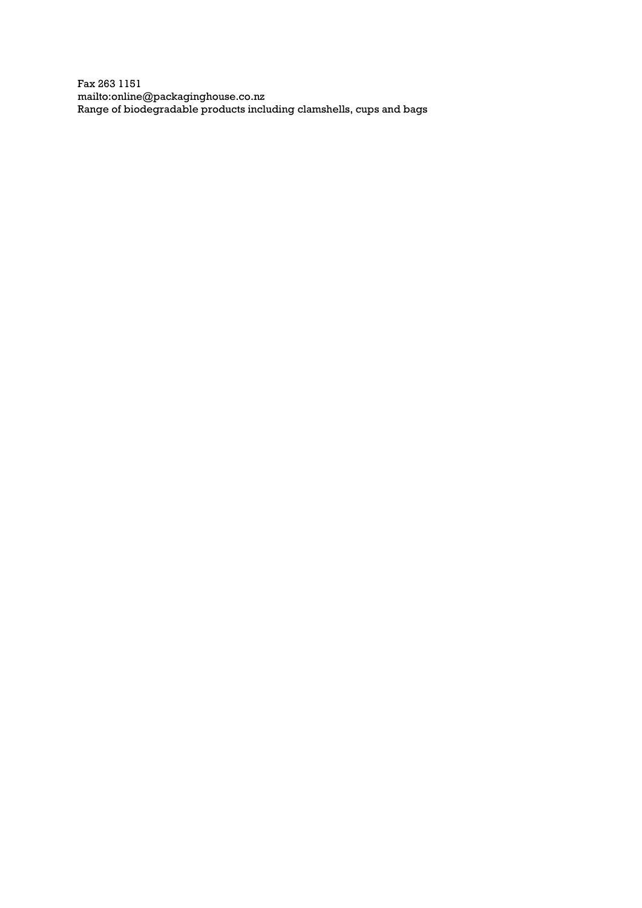Fax 263 1151
mailto:online@packaginghouse.co.nz
Range of biodegradable products including clamshells, cups and bags